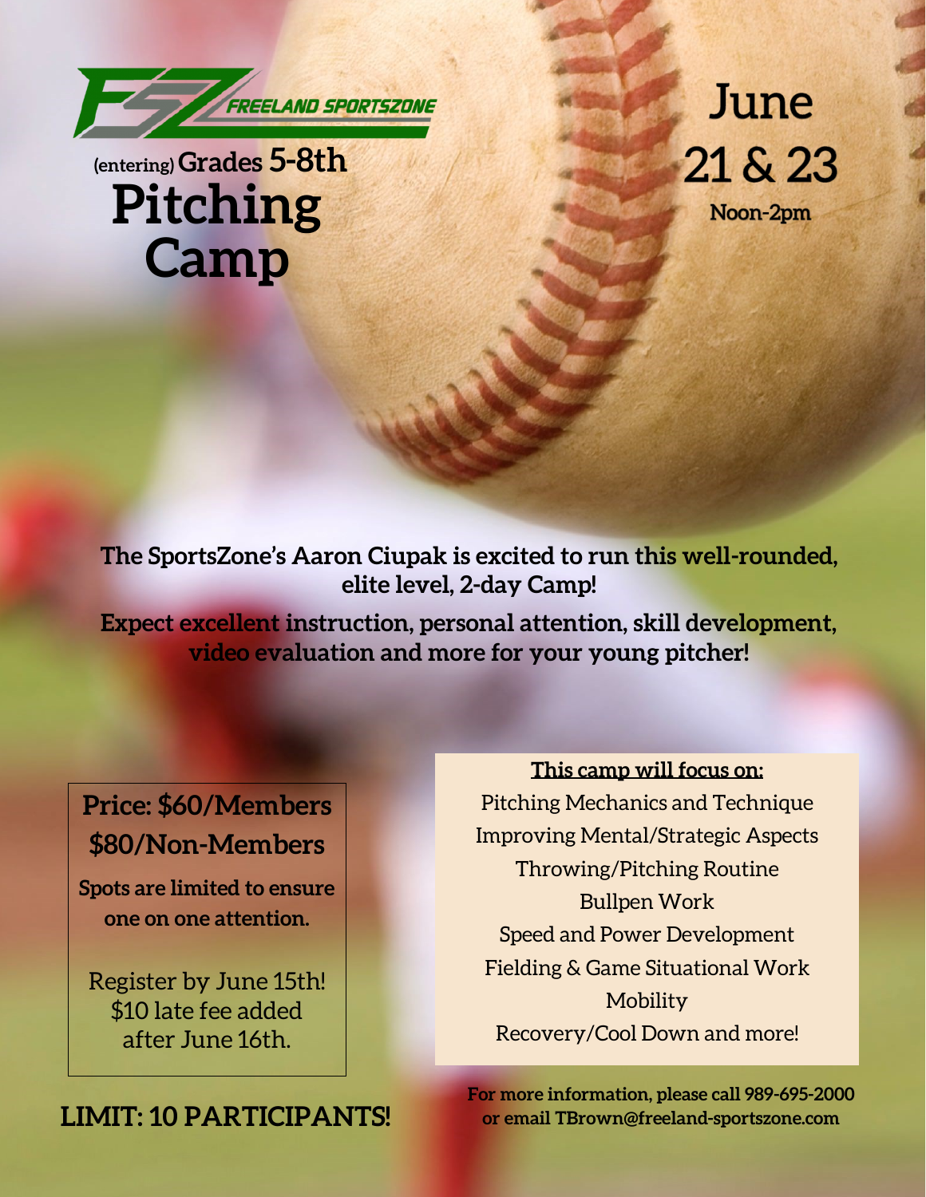FREELAND SPORTSZONE

(entering) Grades 5-8th

# Pitching Camp

## June 21 & 23

**Noon-2pm**

**The SportsZone's Aaron Ciupak is excited to run this well-rounded, elite level, 2-day Camp!**

**Expect excellent instruction, personal attention, skill development, video evaluation and more for your young pitcher!**

**Price: $60/Members**
**$80/Non-Members**

**Spots are limited to ensure one on one attention.**

Register by June 15th!
$10 late fee added after June 16th.

**LIMIT: 10 PARTICIPANTS!**

**This camp will focus on:**

Pitching Mechanics and Technique
Improving Mental/Strategic Aspects
Throwing/Pitching Routine
Bullpen Work
Speed and Power Development
Fielding & Game Situational Work
Mobility
Recovery/Cool Down and more!

**For more information, please call 989-695-2000 or email TBrown@freeland-sportszone.com**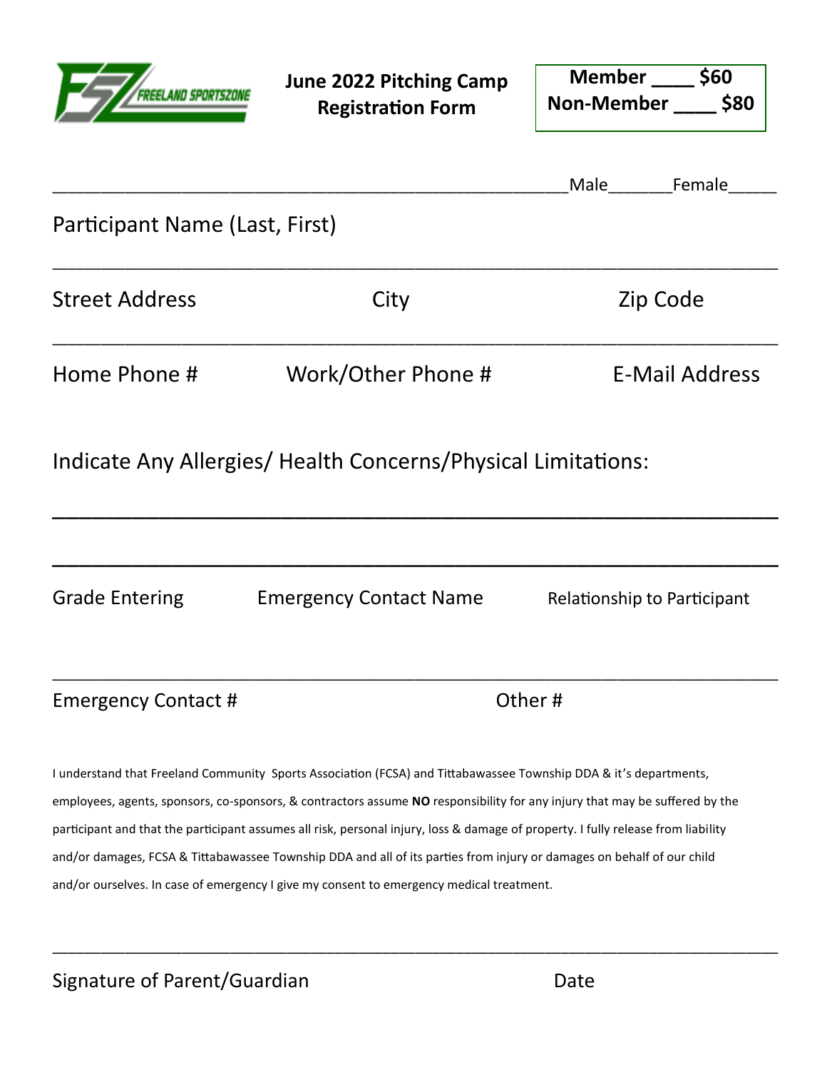FREELAND SPORTSZONE

**June 2022 Pitching Camp Registration Form**

**Member ____ $60**
**Non-Member ____ $80**

_______________________________________________________Male_______Female_____

Participant Name (Last, First)

_____________________________________________________________________________

Street Address City Zip Code

_____________________________________________________________________________

Home Phone # Work/Other Phone # E-Mail Address

Indicate Any Allergies/ Health Concerns/Physical Limitations:

_____________________________________________________________________________

_____________________________________________________________________________

Grade Entering Emergency Contact Name Relationship to Participant

_____________________________________________________________________________

Emergency Contact # Other #

I understand that Freeland Community Sports Association (FCSA) and Tittabawassee Township DDA & it's departments, employees, agents, sponsors, co-sponsors, & contractors assume **NO** responsibility for any injury that may be suffered by the participant and that the participant assumes all risk, personal injury, loss & damage of property. I fully release from liability and/or damages, FCSA & Tittabawassee Township DDA and all of its parties from injury or damages on behalf of our child and/or ourselves. In case of emergency I give my consent to emergency medical treatment.

_____________________________________________________________________________

Signature of Parent/Guardian Date